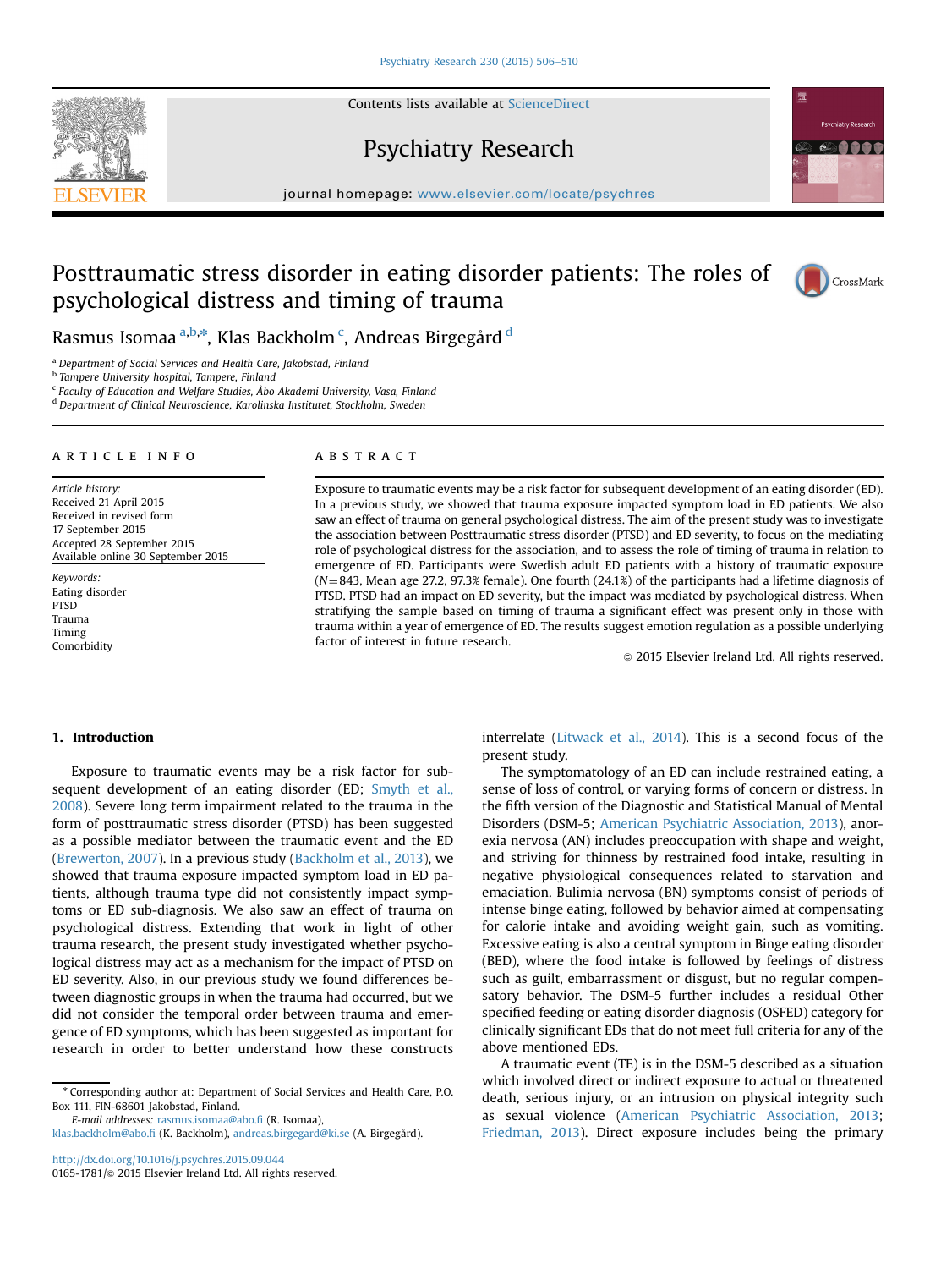Contents lists available at ScienceDirect

# Psychiatry Research

journal homepage: www.elsevier.com/locate/psychres

# Posttraumatic stress disorder in eating disorder patients: The roles of psychological distress and timing of trauma

Rasmus Isomaa [a,b,*], Klas Backholm [c], Andreas Birgegård [d]

[a] Department of Social Services and Health Care, Jakobstad, Finland
[b] Tampere University hospital, Tampere, Finland
[c] Faculty of Education and Welfare Studies, Åbo Akademi University, Vasa, Finland
[d] Department of Clinical Neuroscience, Karolinska Institutet, Stockholm, Sweden

## ARTICLE INFO

*Article history:*
Received 21 April 2015
Received in revised form
17 September 2015
Accepted 28 September 2015
Available online 30 September 2015

*Keywords:*
Eating disorder
PTSD
Trauma
Timing
Comorbidity

## ABSTRACT

Exposure to traumatic events may be a risk factor for subsequent development of an eating disorder (ED). In a previous study, we showed that trauma exposure impacted symptom load in ED patients. We also saw an effect of trauma on general psychological distress. The aim of the present study was to investigate the association between Posttraumatic stress disorder (PTSD) and ED severity, to focus on the mediating role of psychological distress for the association, and to assess the role of timing of trauma in relation to emergence of ED. Participants were Swedish adult ED patients with a history of traumatic exposure ($N=843$, Mean age 27.2, 97.3% female). One fourth (24.1%) of the participants had a lifetime diagnosis of PTSD. PTSD had an impact on ED severity, but the impact was mediated by psychological distress. When stratifying the sample based on timing of trauma a significant effect was present only in those with trauma within a year of emergence of ED. The results suggest emotion regulation as a possible underlying factor of interest in future research.

© 2015 Elsevier Ireland Ltd. All rights reserved.

## 1. Introduction

Exposure to traumatic events may be a risk factor for subsequent development of an eating disorder (ED; Smyth et al., 2008). Severe long term impairment related to the trauma in the form of posttraumatic stress disorder (PTSD) has been suggested as a possible mediator between the traumatic event and the ED (Brewerton, 2007). In a previous study (Backholm et al., 2013), we showed that trauma exposure impacted symptom load in ED patients, although trauma type did not consistently impact symptoms or ED sub-diagnosis. We also saw an effect of trauma on psychological distress. Extending that work in light of other trauma research, the present study investigated whether psychological distress may act as a mechanism for the impact of PTSD on ED severity. Also, in our previous study we found differences between diagnostic groups in when the trauma had occurred, but we did not consider the temporal order between trauma and emergence of ED symptoms, which has been suggested as important for research in order to better understand how these constructs interrelate (Litwack et al., 2014). This is a second focus of the present study.

The symptomatology of an ED can include restrained eating, a sense of loss of control, or varying forms of concern or distress. In the fifth version of the Diagnostic and Statistical Manual of Mental Disorders (DSM-5; American Psychiatric Association, 2013), anorexia nervosa (AN) includes preoccupation with shape and weight, and striving for thinness by restrained food intake, resulting in negative physiological consequences related to starvation and emaciation. Bulimia nervosa (BN) symptoms consist of periods of intense binge eating, followed by behavior aimed at compensating for calorie intake and avoiding weight gain, such as vomiting. Excessive eating is also a central symptom in Binge eating disorder (BED), where the food intake is followed by feelings of distress such as guilt, embarrassment or disgust, but no regular compensatory behavior. The DSM-5 further includes a residual Other specified feeding or eating disorder diagnosis (OSFED) category for clinically significant EDs that do not meet full criteria for any of the above mentioned EDs.

A traumatic event (TE) is in the DSM-5 described as a situation which involved direct or indirect exposure to actual or threatened death, serious injury, or an intrusion on physical integrity such as sexual violence (American Psychiatric Association, 2013; Friedman, 2013). Direct exposure includes being the primary

* Corresponding author at: Department of Social Services and Health Care, P.O. Box 111, FIN-68601 Jakobstad, Finland.
*E-mail addresses:* rasmus.isomaa@abo.fi (R. Isomaa), klas.backholm@abo.fi (K. Backholm), andreas.birgegard@ki.se (A. Birgegård).

http://dx.doi.org/10.1016/j.psychres.2015.09.044
0165-1781/© 2015 Elsevier Ireland Ltd. All rights reserved.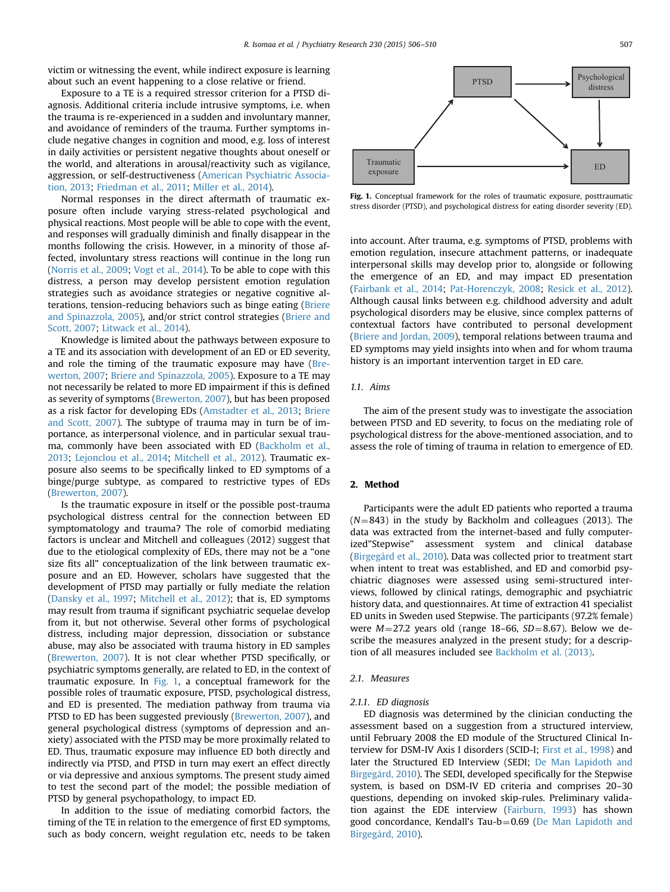victim or witnessing the event, while indirect exposure is learning about such an event happening to a close relative or friend.

Exposure to a TE is a required stressor criterion for a PTSD diagnosis. Additional criteria include intrusive symptoms, i.e. when the trauma is re-experienced in a sudden and involuntary manner, and avoidance of reminders of the trauma. Further symptoms include negative changes in cognition and mood, e.g. loss of interest in daily activities or persistent negative thoughts about oneself or the world, and alterations in arousal/reactivity such as vigilance, aggression, or self-destructiveness (American Psychiatric Association, 2013; Friedman et al., 2011; Miller et al., 2014).

Normal responses in the direct aftermath of traumatic exposure often include varying stress-related psychological and physical reactions. Most people will be able to cope with the event, and responses will gradually diminish and finally disappear in the months following the crisis. However, in a minority of those affected, involuntary stress reactions will continue in the long run (Norris et al., 2009; Vogt et al., 2014). To be able to cope with this distress, a person may develop persistent emotion regulation strategies such as avoidance strategies or negative cognitive alterations, tension-reducing behaviors such as binge eating (Briere and Spinazzola, 2005), and/or strict control strategies (Briere and Scott, 2007; Litwack et al., 2014).

Knowledge is limited about the pathways between exposure to a TE and its association with development of an ED or ED severity, and role the timing of the traumatic exposure may have (Brewerton, 2007; Briere and Spinazzola, 2005). Exposure to a TE may not necessarily be related to more ED impairment if this is defined as severity of symptoms (Brewerton, 2007), but has been proposed as a risk factor for developing EDs (Amstadter et al., 2013; Briere and Scott, 2007). The subtype of trauma may in turn be of importance, as interpersonal violence, and in particular sexual trauma, commonly have been associated with ED (Backholm et al., 2013; Lejonclou et al., 2014; Mitchell et al., 2012). Traumatic exposure also seems to be specifically linked to ED symptoms of a binge/purge subtype, as compared to restrictive types of EDs (Brewerton, 2007).

Is the traumatic exposure in itself or the possible post-trauma psychological distress central for the connection between ED symptomatology and trauma? The role of comorbid mediating factors is unclear and Mitchell and colleagues (2012) suggest that due to the etiological complexity of EDs, there may not be a "one size fits all" conceptualization of the link between traumatic exposure and an ED. However, scholars have suggested that the development of PTSD may partially or fully mediate the relation (Dansky et al., 1997; Mitchell et al., 2012); that is, ED symptoms may result from trauma if significant psychiatric sequelae develop from it, but not otherwise. Several other forms of psychological distress, including major depression, dissociation or substance abuse, may also be associated with trauma history in ED samples (Brewerton, 2007). It is not clear whether PTSD specifically, or psychiatric symptoms generally, are related to ED, in the context of traumatic exposure. In Fig. 1, a conceptual framework for the possible roles of traumatic exposure, PTSD, psychological distress, and ED is presented. The mediation pathway from trauma via PTSD to ED has been suggested previously (Brewerton, 2007), and general psychological distress (symptoms of depression and anxiety) associated with the PTSD may be more proximally related to ED. Thus, traumatic exposure may influence ED both directly and indirectly via PTSD, and PTSD in turn may exert an effect directly or via depressive and anxious symptoms. The present study aimed to test the second part of the model; the possible mediation of PTSD by general psychopathology, to impact ED.

In addition to the issue of mediating comorbid factors, the timing of the TE in relation to the emergence of first ED symptoms, such as body concern, weight regulation etc, needs to be taken into account. After trauma, e.g. symptoms of PTSD, problems with emotion regulation, insecure attachment patterns, or inadequate interpersonal skills may develop prior to, alongside or following the emergence of an ED, and may impact ED presentation (Fairbank et al., 2014; Pat-Horenczyk, 2008; Resick et al., 2012). Although causal links between e.g. childhood adversity and adult psychological disorders may be elusive, since complex patterns of contextual factors have contributed to personal development (Briere and Jordan, 2009), temporal relations between trauma and ED symptoms may yield insights into when and for whom trauma history is an important intervention target in ED care.

**Fig. 1.** Conceptual framework for the roles of traumatic exposure, posttraumatic stress disorder (PTSD), and psychological distress for eating disorder severity (ED).

### 1.1. Aims

The aim of the present study was to investigate the association between PTSD and ED severity, to focus on the mediating role of psychological distress for the above-mentioned association, and to assess the role of timing of trauma in relation to emergence of ED.

## 2. Method

Participants were the adult ED patients who reported a trauma ($N$=843) in the study by Backholm and colleagues (2013). The data was extracted from the internet-based and fully computerized"Stepwise" assessment system and clinical database (Birgegård et al., 2010). Data was collected prior to treatment start when intent to treat was established, and ED and comorbid psychiatric diagnoses were assessed using semi-structured interviews, followed by clinical ratings, demographic and psychiatric history data, and questionnaires. At time of extraction 41 specialist ED units in Sweden used Stepwise. The participants (97.2% female) were $M$=27.2 years old (range 18–66, $SD$=8.67). Below we describe the measures analyzed in the present study; for a description of all measures included see Backholm et al. (2013).

### 2.1. Measures

#### 2.1.1. ED diagnosis

ED diagnosis was determined by the clinician conducting the assessment based on a suggestion from a structured interview, until February 2008 the ED module of the Structured Clinical Interview for DSM-IV Axis I disorders (SCID-I; First et al., 1998) and later the Structured ED Interview (SEDI; De Man Lapidoth and Birgegård, 2010). The SEDI, developed specifically for the Stepwise system, is based on DSM-IV ED criteria and comprises 20–30 questions, depending on invoked skip-rules. Preliminary validation against the EDE interview (Fairburn, 1993) has shown good concordance, Kendall's Tau-b=0.69 (De Man Lapidoth and Birgegård, 2010).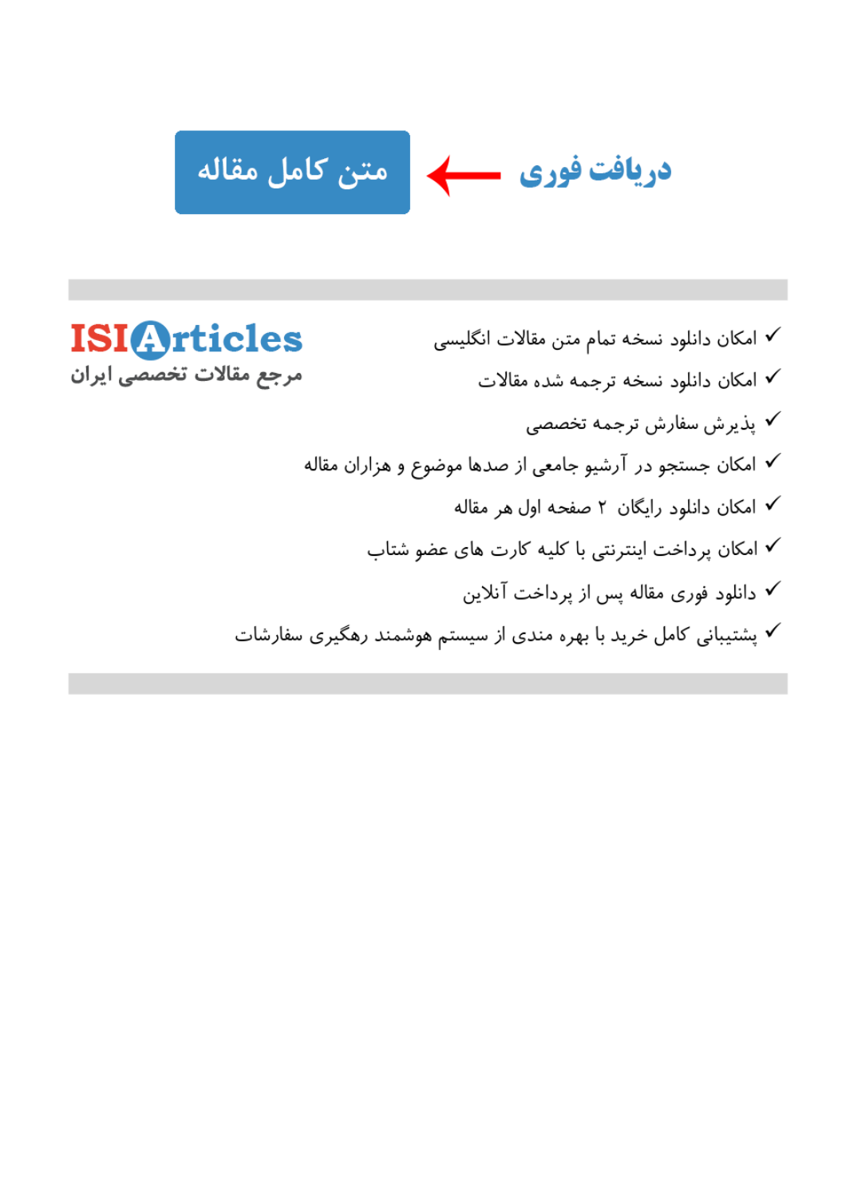دریافت فوری ← متن کامل مقاله

**ISIArticles**

مرجع مقالات تخصصی ایران

- ✓ امکان دانلود نسخه تمام متن مقالات انگلیسی
- ✓ امکان دانلود نسخه ترجمه شده مقالات
- ✓ پذیرش سفارش ترجمه تخصصی
- ✓ امکان جستجو در آرشیو جامعی از صدها موضوع و هزاران مقاله
- ✓ امکان دانلود رایگان ۲ صفحه اول هر مقاله
- ✓ امکان پرداخت اینترنتی با کلیه کارت های عضو شتاب
- ✓ دانلود فوری مقاله پس از پرداخت آنلاین
- ✓ پشتیبانی کامل خرید با بهره مندی از سیستم هوشمند رهگیری سفارشات